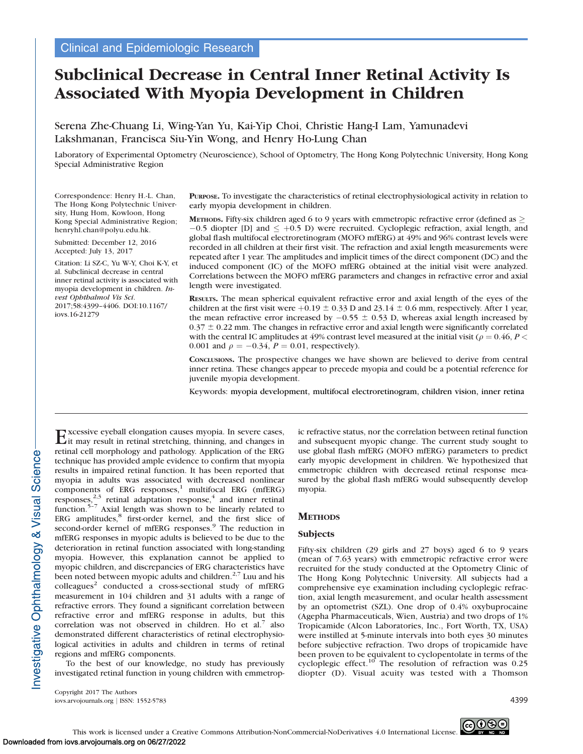Clinical and Epidemiologic Research

# Subclinical Decrease in Central Inner Retinal Activity Is Associated With Myopia Development in Children

Serena Zhe-Chuang Li, Wing-Yan Yu, Kai-Yip Choi, Christie Hang-I Lam, Yamunadevi Lakshmanan, Francisca Siu-Yin Wong, and Henry Ho-Lung Chan

Laboratory of Experimental Optometry (Neuroscience), School of Optometry, The Hong Kong Polytechnic University, Hong Kong Special Administrative Region

Correspondence: Henry H.-L. Chan, The Hong Kong Polytechnic University, Hung Hom, Kowloon, Hong Kong Special Administrative Region; henryhl.chan@polyu.edu.hk.

Submitted: December 12, 2016
Accepted: July 13, 2017

Citation: Li SZ-C, Yu W-Y, Choi K-Y, et al. Subclinical decrease in central inner retinal activity is associated with myopia development in children. *Invest Ophthalmol Vis Sci.* 2017;58:4399–4406. DOI:10.1167/iovs.16-21279

**Purpose.** To investigate the characteristics of retinal electrophysiological activity in relation to early myopia development in children.

**Methods.** Fifty-six children aged 6 to 9 years with emmetropic refractive error (defined as $\geq -0.5$ diopter [D] and $\leq +0.5$ D) were recruited. Cycloplegic refraction, axial length, and global flash multifocal electroretinogram (MOFO mfERG) at 49% and 96% contrast levels were recorded in all children at their first visit. The refraction and axial length measurements were repeated after 1 year. The amplitudes and implicit times of the direct component (DC) and the induced component (IC) of the MOFO mfERG obtained at the initial visit were analyzed. Correlations between the MOFO mfERG parameters and changes in refractive error and axial length were investigated.

**Results.** The mean spherical equivalent refractive error and axial length of the eyes of the children at the first visit were $+0.19 \pm 0.33$ D and $23.14 \pm 0.6$ mm, respectively. After 1 year, the mean refractive error increased by $-0.55 \pm 0.53$ D, whereas axial length increased by $0.37 \pm 0.22$ mm. The changes in refractive error and axial length were significantly correlated with the central IC amplitudes at 49% contrast level measured at the initial visit ($\rho = 0.46$, $P < 0.001$ and $\rho = -0.34$, $P = 0.01$, respectively).

**Conclusions.** The prospective changes we have shown are believed to derive from central inner retina. These changes appear to precede myopia and could be a potential reference for juvenile myopia development.

Keywords: myopia development, multifocal electroretinogram, children vision, inner retina

Excessive eyeball elongation causes myopia. In severe cases, it may result in retinal stretching, thinning, and changes in retinal cell morphology and pathology. Application of the ERG technique has provided ample evidence to confirm that myopia results in impaired retinal function. It has been reported that myopia in adults was associated with decreased nonlinear components of ERG responses,[1] multifocal ERG (mfERG) responses,[2,3] retinal adaptation response,[4] and inner retinal function.[5–7] Axial length was shown to be linearly related to ERG amplitudes,[8] first-order kernel, and the first slice of second-order kernel of mfERG responses.[9] The reduction in mfERG responses in myopic adults is believed to be due to the deterioration in retinal function associated with long-standing myopia. However, this explanation cannot be applied to myopic children, and discrepancies of ERG characteristics have been noted between myopic adults and children.[2,7] Luu and his colleagues[2] conducted a cross-sectional study of mfERG measurement in 104 children and 31 adults with a range of refractive errors. They found a significant correlation between refractive error and mfERG response in adults, but this correlation was not observed in children. Ho et al.[7] also demonstrated different characteristics of retinal electrophysiological activities in adults and children in terms of retinal regions and mfERG components.

To the best of our knowledge, no study has previously investigated retinal function in young children with emmetropic refractive status, nor the correlation between retinal function and subsequent myopic change. The current study sought to use global flash mfERG (MOFO mfERG) parameters to predict early myopic development in children. We hypothesized that emmetropic children with decreased retinal response measured by the global flash mfERG would subsequently develop myopia.

## Methods

### Subjects

Fifty-six children (29 girls and 27 boys) aged 6 to 9 years (mean of 7.63 years) with emmetropic refractive error were recruited for the study conducted at the Optometry Clinic of The Hong Kong Polytechnic University. All subjects had a comprehensive eye examination including cycloplegic refraction, axial length measurement, and ocular health assessment by an optometrist (SZL). One drop of 0.4% oxybuprocaine (Agepha Pharmaceuticals, Wien, Austria) and two drops of 1% Tropicamide (Alcon Laboratories, Inc., Fort Worth, TX, USA) were instilled at 5-minute intervals into both eyes 30 minutes before subjective refraction. Two drops of tropicamide have been proven to be equivalent to cyclopentolate in terms of the cycloplegic effect.[10] The resolution of refraction was 0.25 diopter (D). Visual acuity was tested with a Thomson

Copyright 2017 The Authors
iovs.arvojournals.org | ISSN: 1552-5783

This work is licensed under a Creative Commons Attribution-NonCommercial-NoDerivatives 4.0 International License.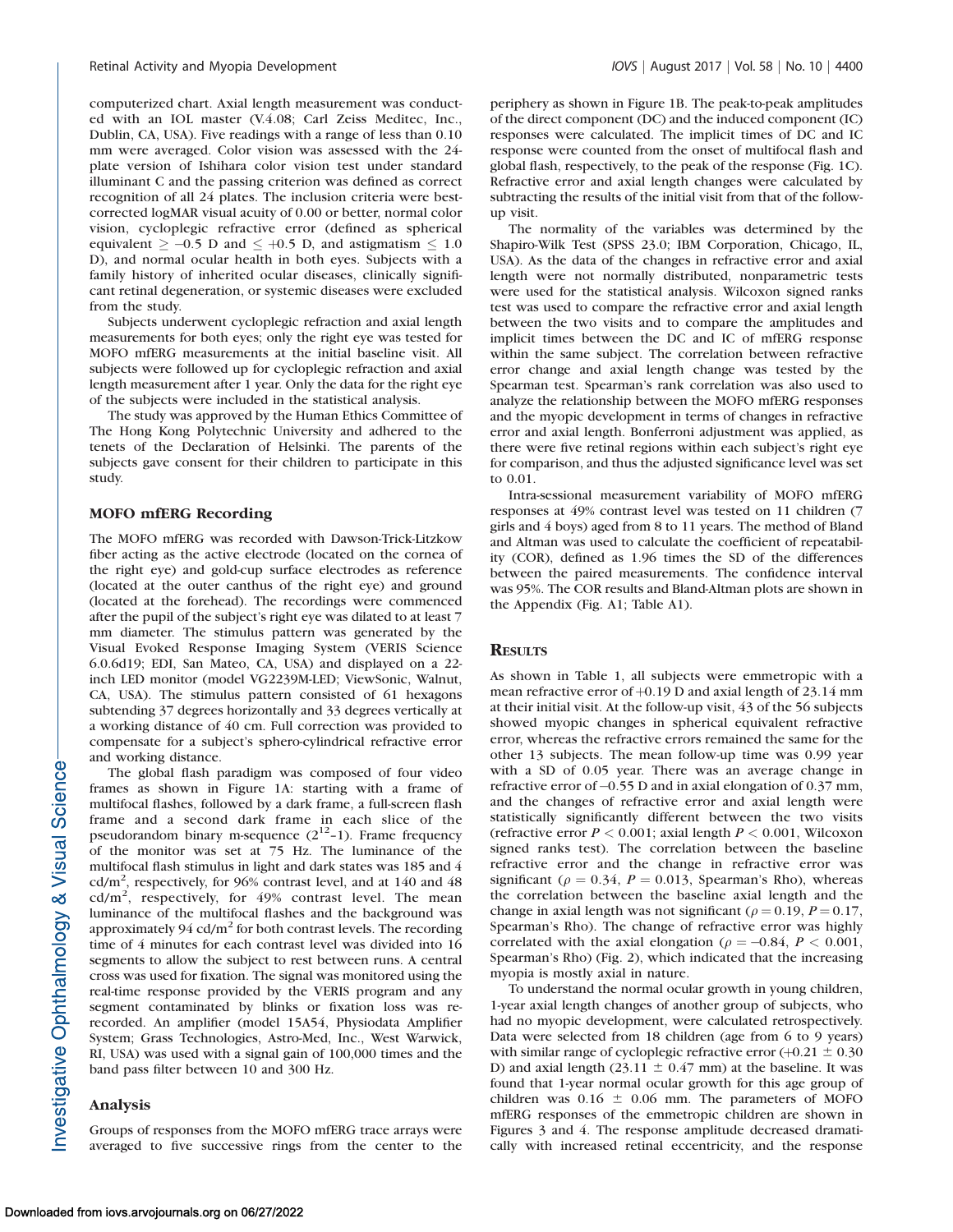computerized chart. Axial length measurement was conducted with an IOL master (V.4.08; Carl Zeiss Meditec, Inc., Dublin, CA, USA). Five readings with a range of less than 0.10 mm were averaged. Color vision was assessed with the 24-plate version of Ishihara color vision test under standard illuminant C and the passing criterion was defined as correct recognition of all 24 plates. The inclusion criteria were best-corrected logMAR visual acuity of 0.00 or better, normal color vision, cycloplegic refractive error (defined as spherical equivalent $\geq -0.5$ D and $\leq +0.5$ D, and astigmatism $\leq 1.0$ D), and normal ocular health in both eyes. Subjects with a family history of inherited ocular diseases, clinically significant retinal degeneration, or systemic diseases were excluded from the study.

Subjects underwent cycloplegic refraction and axial length measurements for both eyes; only the right eye was tested for MOFO mfERG measurements at the initial baseline visit. All subjects were followed up for cycloplegic refraction and axial length measurement after 1 year. Only the data for the right eye of the subjects were included in the statistical analysis.

The study was approved by the Human Ethics Committee of The Hong Kong Polytechnic University and adhered to the tenets of the Declaration of Helsinki. The parents of the subjects gave consent for their children to participate in this study.

### MOFO mfERG Recording

The MOFO mfERG was recorded with Dawson-Trick-Litzkow fiber acting as the active electrode (located on the cornea of the right eye) and gold-cup surface electrodes as reference (located at the outer canthus of the right eye) and ground (located at the forehead). The recordings were commenced after the pupil of the subject's right eye was dilated to at least 7 mm diameter. The stimulus pattern was generated by the Visual Evoked Response Imaging System (VERIS Science 6.0.6d19; EDI, San Mateo, CA, USA) and displayed on a 22-inch LED monitor (model VG2239M-LED; ViewSonic, Walnut, CA, USA). The stimulus pattern consisted of 61 hexagons subtending 37 degrees horizontally and 33 degrees vertically at a working distance of 40 cm. Full correction was provided to compensate for a subject's sphero-cylindrical refractive error and working distance.

The global flash paradigm was composed of four video frames as shown in Figure 1A: starting with a frame of multifocal flashes, followed by a dark frame, a full-screen flash frame and a second dark frame in each slice of the pseudorandom binary m-sequence ($2^{12}$–1). Frame frequency of the monitor was set at 75 Hz. The luminance of the multifocal flash stimulus in light and dark states was 185 and 4 cd/m$^2$, respectively, for 96% contrast level, and at 140 and 48 cd/m$^2$, respectively, for 49% contrast level. The mean luminance of the multifocal flashes and the background was approximately 94 cd/m$^2$ for both contrast levels. The recording time of 4 minutes for each contrast level was divided into 16 segments to allow the subject to rest between runs. A central cross was used for fixation. The signal was monitored using the real-time response provided by the VERIS program and any segment contaminated by blinks or fixation loss was re-recorded. An amplifier (model 15A54, Physiodata Amplifier System; Grass Technologies, Astro-Med, Inc., West Warwick, RI, USA) was used with a signal gain of 100,000 times and the band pass filter between 10 and 300 Hz.

### Analysis

Groups of responses from the MOFO mfERG trace arrays were averaged to five successive rings from the center to the periphery as shown in Figure 1B. The peak-to-peak amplitudes of the direct component (DC) and the induced component (IC) responses were calculated. The implicit times of DC and IC response were counted from the onset of multifocal flash and global flash, respectively, to the peak of the response (Fig. 1C). Refractive error and axial length changes were calculated by subtracting the results of the initial visit from that of the follow-up visit.

The normality of the variables was determined by the Shapiro-Wilk Test (SPSS 23.0; IBM Corporation, Chicago, IL, USA). As the data of the changes in refractive error and axial length were not normally distributed, nonparametric tests were used for the statistical analysis. Wilcoxon signed ranks test was used to compare the refractive error and axial length between the two visits and to compare the amplitudes and implicit times between the DC and IC of mfERG response within the same subject. The correlation between refractive error change and axial length change was tested by the Spearman test. Spearman's rank correlation was also used to analyze the relationship between the MOFO mfERG responses and the myopic development in terms of changes in refractive error and axial length. Bonferroni adjustment was applied, as there were five retinal regions within each subject's right eye for comparison, and thus the adjusted significance level was set to 0.01.

Intra-sessional measurement variability of MOFO mfERG responses at 49% contrast level was tested on 11 children (7 girls and 4 boys) aged from 8 to 11 years. The method of Bland and Altman was used to calculate the coefficient of repeatability (COR), defined as 1.96 times the SD of the differences between the paired measurements. The confidence interval was 95%. The COR results and Bland-Altman plots are shown in the Appendix (Fig. A1; Table A1).

## Results

As shown in Table 1, all subjects were emmetropic with a mean refractive error of +0.19 D and axial length of 23.14 mm at their initial visit. At the follow-up visit, 43 of the 56 subjects showed myopic changes in spherical equivalent refractive error, whereas the refractive errors remained the same for the other 13 subjects. The mean follow-up time was 0.99 year with a SD of 0.05 year. There was an average change in refractive error of −0.55 D and in axial elongation of 0.37 mm, and the changes of refractive error and axial length were statistically significantly different between the two visits (refractive error $P < 0.001$; axial length $P < 0.001$, Wilcoxon signed ranks test). The correlation between the baseline refractive error and the change in refractive error was significant ($\rho = 0.34$, $P = 0.013$, Spearman's Rho), whereas the correlation between the baseline axial length and the change in axial length was not significant ($\rho = 0.19$, $P = 0.17$, Spearman's Rho). The change of refractive error was highly correlated with the axial elongation ($\rho = -0.84$, $P < 0.001$, Spearman's Rho) (Fig. 2), which indicated that the increasing myopia is mostly axial in nature.

To understand the normal ocular growth in young children, 1-year axial length changes of another group of subjects, who had no myopic development, were calculated retrospectively. Data were selected from 18 children (age from 6 to 9 years) with similar range of cycloplegic refractive error (+0.21 ± 0.30 D) and axial length (23.11 ± 0.47 mm) at the baseline. It was found that 1-year normal ocular growth for this age group of children was 0.16 ± 0.06 mm. The parameters of MOFO mfERG responses of the emmetropic children are shown in Figures 3 and 4. The response amplitude decreased dramatically with increased retinal eccentricity, and the response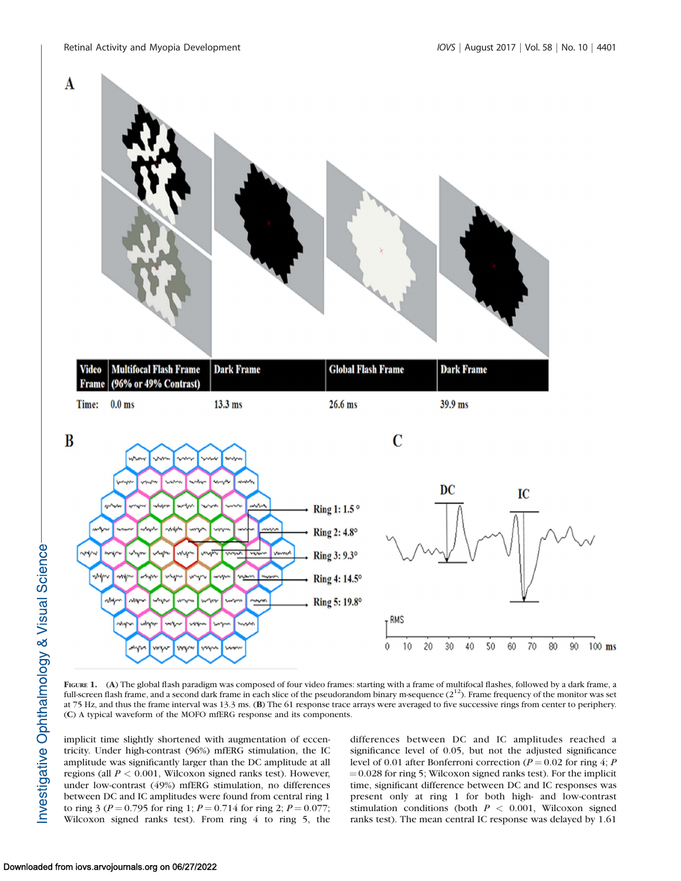**FIGURE 1.** (**A**) The global flash paradigm was composed of four video frames: starting with a frame of multifocal flashes, followed by a dark frame, a full-screen flash frame, and a second dark frame in each slice of the pseudorandom binary m-sequence ($2^{12}$). Frame frequency of the monitor was set at 75 Hz, and thus the frame interval was 13.3 ms. (**B**) The 61 response trace arrays were averaged to five successive rings from center to periphery. (**C**) A typical waveform of the MOFO mfERG response and its components.

implicit time slightly shortened with augmentation of eccentricity. Under high-contrast (96%) mfERG stimulation, the IC amplitude was significantly larger than the DC amplitude at all regions (all $P < 0.001$, Wilcoxon signed ranks test). However, under low-contrast (49%) mfERG stimulation, no differences between DC and IC amplitudes were found from central ring 1 to ring 3 ($P = 0.795$ for ring 1; $P = 0.714$ for ring 2; $P = 0.077$; Wilcoxon signed ranks test). From ring 4 to ring 5, the differences between DC and IC amplitudes reached a significance level of 0.05, but not the adjusted significance level of 0.01 after Bonferroni correction ($P = 0.02$ for ring 4; $P = 0.028$ for ring 5; Wilcoxon signed ranks test). For the implicit time, significant difference between DC and IC responses was present only at ring 1 for both high- and low-contrast stimulation conditions (both $P < 0.001$, Wilcoxon signed ranks test). The mean central IC response was delayed by 1.61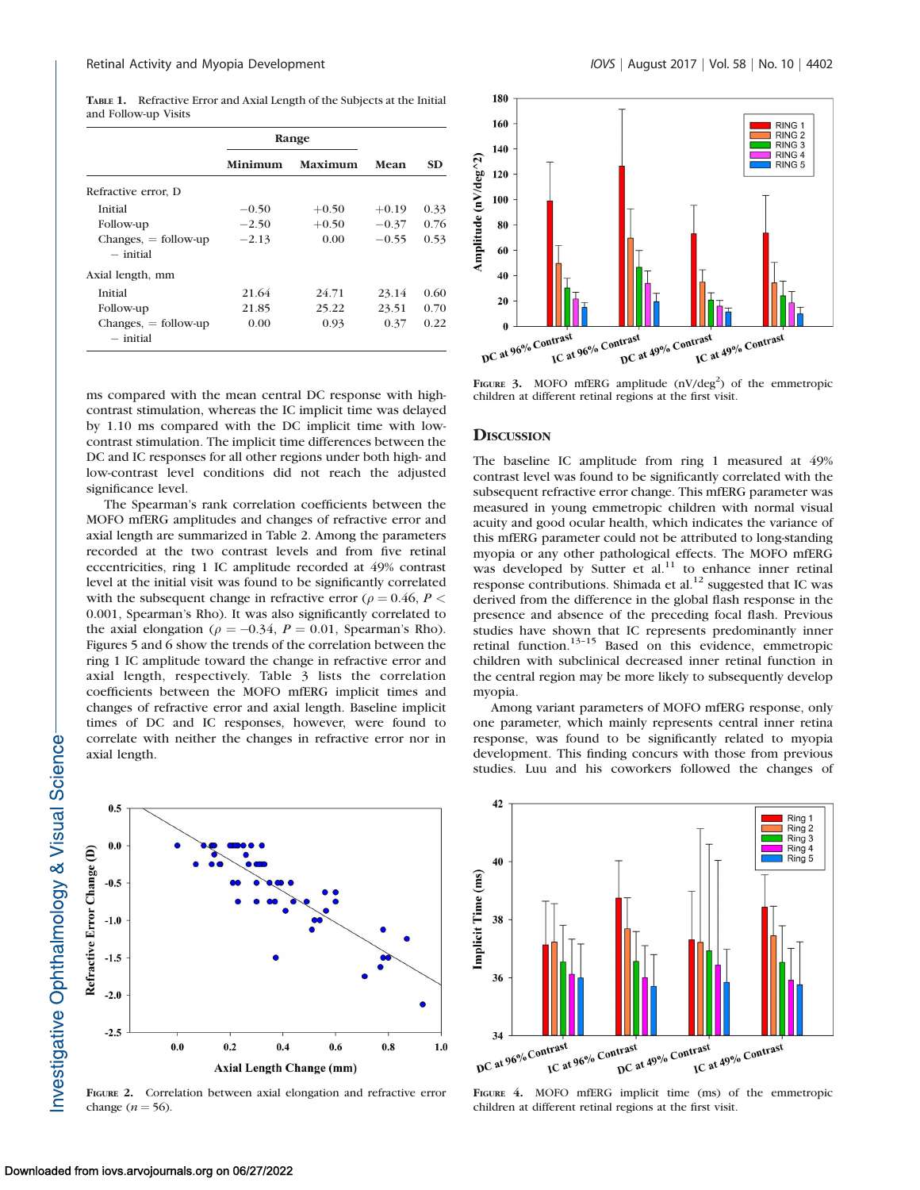TABLE 1. Refractive Error and Axial Length of the Subjects at the Initial and Follow-up Visits

| | Range | | | |
|---|---|---|---|---|
| | Minimum | Maximum | Mean | SD |
| Refractive error, D | | | | |
| Initial | −0.50 | +0.50 | +0.19 | 0.33 |
| Follow-up | −2.50 | +0.50 | −0.37 | 0.76 |
| Changes, = follow-up − initial | −2.13 | 0.00 | −0.55 | 0.53 |
| Axial length, mm | | | | |
| Initial | 21.64 | 24.71 | 23.14 | 0.60 |
| Follow-up | 21.85 | 25.22 | 23.51 | 0.70 |
| Changes, = follow-up − initial | 0.00 | 0.93 | 0.37 | 0.22 |

ms compared with the mean central DC response with high-contrast stimulation, whereas the IC implicit time was delayed by 1.10 ms compared with the DC implicit time with low-contrast stimulation. The implicit time differences between the DC and IC responses for all other regions under both high- and low-contrast level conditions did not reach the adjusted significance level.

The Spearman's rank correlation coefficients between the MOFO mfERG amplitudes and changes of refractive error and axial length are summarized in Table 2. Among the parameters recorded at the two contrast levels and from five retinal eccentricities, ring 1 IC amplitude recorded at 49% contrast level at the initial visit was found to be significantly correlated with the subsequent change in refractive error ($\rho = 0.46$, $P < 0.001$, Spearman's Rho). It was also significantly correlated to the axial elongation ($\rho = -0.34$, $P = 0.01$, Spearman's Rho). Figures 5 and 6 show the trends of the correlation between the ring 1 IC amplitude toward the change in refractive error and axial length, respectively. Table 3 lists the correlation coefficients between the MOFO mfERG implicit times and changes of refractive error and axial length. Baseline implicit times of DC and IC responses, however, were found to correlate with neither the changes in refractive error nor in axial length.

FIGURE 2. Correlation between axial elongation and refractive error change ($n = 56$).

FIGURE 3. MOFO mfERG amplitude (nV/deg$^2$) of the emmetropic children at different retinal regions at the first visit.

## DISCUSSION

The baseline IC amplitude from ring 1 measured at 49% contrast level was found to be significantly correlated with the subsequent refractive error change. This mfERG parameter was measured in young emmetropic children with normal visual acuity and good ocular health, which indicates the variance of this mfERG parameter could not be attributed to long-standing myopia or any other pathological effects. The MOFO mfERG was developed by Sutter et al.[11] to enhance inner retinal response contributions. Shimada et al.[12] suggested that IC was derived from the difference in the global flash response in the presence and absence of the preceding focal flash. Previous studies have shown that IC represents predominantly inner retinal function.[13–15] Based on this evidence, emmetropic children with subclinical decreased inner retinal function in the central region may be more likely to subsequently develop myopia.

Among variant parameters of MOFO mfERG response, only one parameter, which mainly represents central inner retina response, was found to be significantly related to myopia development. This finding concurs with those from previous studies. Luu and his coworkers followed the changes of

FIGURE 4. MOFO mfERG implicit time (ms) of the emmetropic children at different retinal regions at the first visit.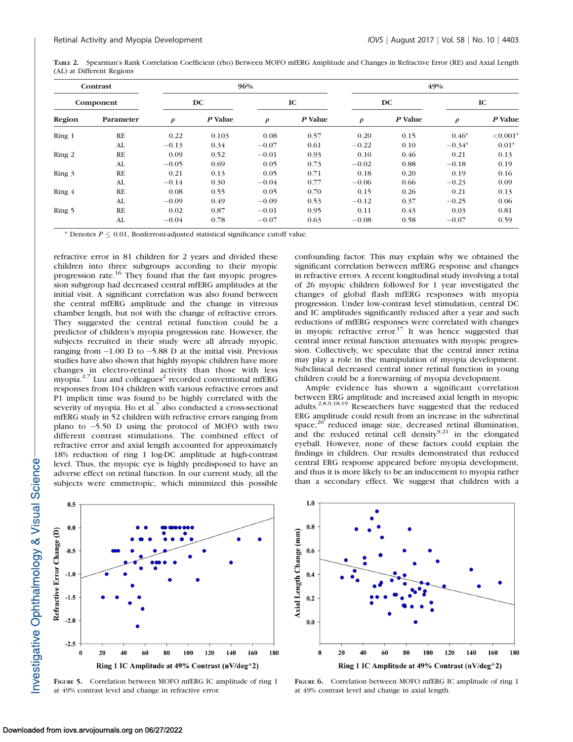**Table 2.** Spearman's Rank Correlation Coefficient (rho) Between MOFO mfERG Amplitude and Changes in Refractive Error (RE) and Axial Length (AL) at Different Regions

| Contrast | | 96% | | | | 49% | | | |
|---|---|---|---|---|---|---|---|---|---|
| Component | | DC | | IC | | DC | | IC | |
| Region | Parameter | $\rho$ | P Value | $\rho$ | P Value | $\rho$ | P Value | $\rho$ | P Value |
| Ring 1 | RE | 0.22 | 0.103 | 0.08 | 0.57 | 0.20 | 0.15 | 0.46* | <0.001* |
| | AL | −0.13 | 0.34 | −0.07 | 0.61 | −0.22 | 0.10 | −0.34* | 0.01* |
| Ring 2 | RE | 0.09 | 0.52 | −0.01 | 0.93 | 0.10 | 0.46 | 0.21 | 0.13 |
| | AL | −0.05 | 0.69 | 0.05 | 0.73 | −0.02 | 0.88 | −0.18 | 0.19 |
| Ring 3 | RE | 0.21 | 0.13 | 0.05 | 0.71 | 0.18 | 0.20 | 0.19 | 0.16 |
| | AL | −0.14 | 0.30 | −0.04 | 0.77 | −0.06 | 0.66 | −0.23 | 0.09 |
| Ring 4 | RE | 0.08 | 0.55 | 0.05 | 0.70 | 0.15 | 0.26 | 0.21 | 0.13 |
| | AL | −0.09 | 0.49 | −0.09 | 0.53 | −0.12 | 0.37 | −0.25 | 0.06 |
| Ring 5 | RE | 0.02 | 0.87 | −0.01 | 0.95 | 0.11 | 0.43 | 0.03 | 0.81 |
| | AL | −0.04 | 0.78 | −0.07 | 0.63 | −0.08 | 0.58 | −0.07 | 0.59 |

\* Denotes $P \leq 0.01$, Bonferroni-adjusted statistical significance cutoff value.

refractive error in 81 children for 2 years and divided these children into three subgroups according to their myopic progression rate.[16] They found that the fast myopic progression subgroup had decreased central mfERG amplitudes at the initial visit. A significant correlation was also found between the central mfERG amplitude and the change in vitreous chamber length, but not with the change of refractive errors. They suggested the central retinal function could be a predictor of children's myopia progression rate. However, the subjects recruited in their study were all already myopic, ranging from −1.00 D to −5.88 D at the initial visit. Previous studies have also shown that highly myopic children have more changes in electro-retinal activity than those with less myopia.[2,7] Luu and colleagues[2] recorded conventional mfERG responses from 104 children with various refractive errors and P1 implicit time was found to be highly correlated with the severity of myopia. Ho et al.[7] also conducted a cross-sectional mfERG study in 52 children with refractive errors ranging from plano to −5.50 D using the protocol of MOFO with two different contrast stimulations. The combined effect of refractive error and axial length accounted for approximately 18% reduction of ring 1 log-DC amplitude at high-contrast level. Thus, the myopic eye is highly predisposed to have an adverse effect on retinal function. In our current study, all the subjects were emmetropic, which minimized this possible confounding factor. This may explain why we obtained the significant correlation between mfERG response and changes in refractive errors. A recent longitudinal study involving a total of 26 myopic children followed for 1 year investigated the changes of global flash mfERG responses with myopia progression. Under low-contrast level stimulation, central DC and IC amplitudes significantly reduced after a year and such reductions of mfERG responses were correlated with changes in myopic refractive error.[17] It was hence suggested that central inner retinal function attenuates with myopic progression. Collectively, we speculate that the central inner retina may play a role in the manipulation of myopia development. Subclinical decreased central inner retinal function in young children could be a forewarning of myopia development.

Ample evidence has shown a significant correlation between ERG amplitude and increased axial length in myopic adults.[2,8,9,18,19] Researchers have suggested that the reduced ERG amplitude could result from an increase in the subretinal space,[20] reduced image size, decreased retinal illumination, and the reduced retinal cell density[9,21] in the elongated eyeball. However, none of these factors could explain the findings in children. Our results demonstrated that reduced central ERG response appeared before myopia development, and thus it is more likely to be an inducement to myopia rather than a secondary effect. We suggest that children with a

**Figure 5.** Correlation between MOFO mfERG IC amplitude of ring 1 at 49% contrast level and change in refractive error.

**Figure 6.** Correlation between MOFO mfERG IC amplitude of ring 1 at 49% contrast level and change in axial length.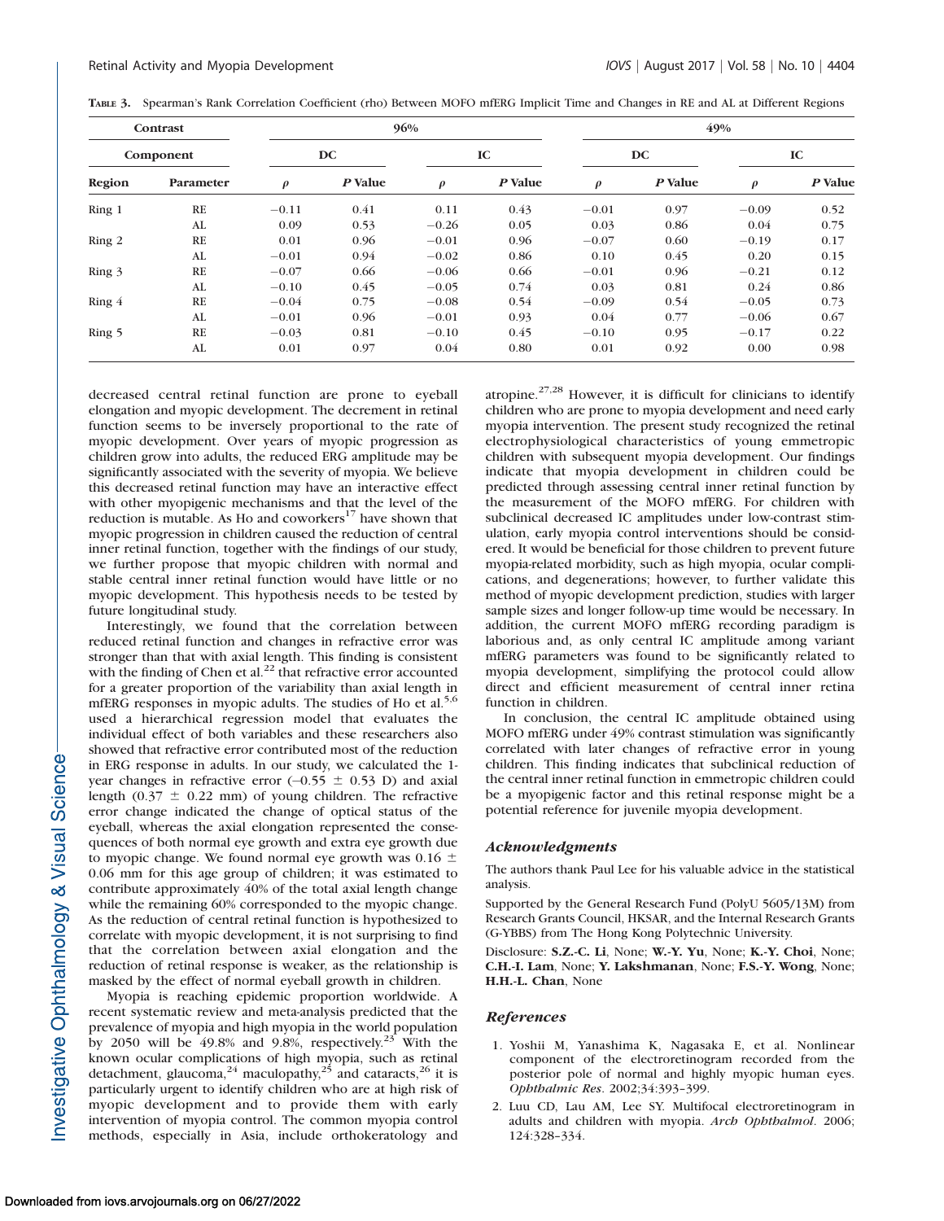**TABLE 3.** Spearman's Rank Correlation Coefficient (rho) Between MOFO mfERG Implicit Time and Changes in RE and AL at Different Regions

| Contrast | | 96% | | | | 49% | | | |
|---|---|---|---|---|---|---|---|---|---|
| Component | | DC | | IC | | DC | | IC | |
| Region | Parameter | $\rho$ | *P* Value | $\rho$ | *P* Value | $\rho$ | *P* Value | $\rho$ | *P* Value |
| Ring 1 | RE | −0.11 | 0.41 | 0.11 | 0.43 | −0.01 | 0.97 | −0.09 | 0.52 |
| | AL | 0.09 | 0.53 | −0.26 | 0.05 | 0.03 | 0.86 | 0.04 | 0.75 |
| Ring 2 | RE | 0.01 | 0.96 | −0.01 | 0.96 | −0.07 | 0.60 | −0.19 | 0.17 |
| | AL | −0.01 | 0.94 | −0.02 | 0.86 | 0.10 | 0.45 | 0.20 | 0.15 |
| Ring 3 | RE | −0.07 | 0.66 | −0.06 | 0.66 | −0.01 | 0.96 | −0.21 | 0.12 |
| | AL | −0.10 | 0.45 | −0.05 | 0.74 | 0.03 | 0.81 | 0.24 | 0.86 |
| Ring 4 | RE | −0.04 | 0.75 | −0.08 | 0.54 | −0.09 | 0.54 | −0.05 | 0.73 |
| | AL | −0.01 | 0.96 | −0.01 | 0.93 | 0.04 | 0.77 | −0.06 | 0.67 |
| Ring 5 | RE | −0.03 | 0.81 | −0.10 | 0.45 | −0.10 | 0.95 | −0.17 | 0.22 |
| | AL | 0.01 | 0.97 | 0.04 | 0.80 | 0.01 | 0.92 | 0.00 | 0.98 |

decreased central retinal function are prone to eyeball elongation and myopic development. The decrement in retinal function seems to be inversely proportional to the rate of myopic development. Over years of myopic progression as children grow into adults, the reduced ERG amplitude may be significantly associated with the severity of myopia. We believe this decreased retinal function may have an interactive effect with other myopigenic mechanisms and that the level of the reduction is mutable. As Ho and coworkers[17] have shown that myopic progression in children caused the reduction of central inner retinal function, together with the findings of our study, we further propose that myopic children with normal and stable central inner retinal function would have little or no myopic development. This hypothesis needs to be tested by future longitudinal study.

Interestingly, we found that the correlation between reduced retinal function and changes in refractive error was stronger than that with axial length. This finding is consistent with the finding of Chen et al.[22] that refractive error accounted for a greater proportion of the variability than axial length in mfERG responses in myopic adults. The studies of Ho et al.[5,6] used a hierarchical regression model that evaluates the individual effect of both variables and these researchers also showed that refractive error contributed most of the reduction in ERG response in adults. In our study, we calculated the 1-year changes in refractive error ($-0.55 \pm 0.53$ D) and axial length ($0.37 \pm 0.22$ mm) of young children. The refractive error change indicated the change of optical status of the eyeball, whereas the axial elongation represented the consequences of both normal eye growth and extra eye growth due to myopic change. We found normal eye growth was $0.16 \pm 0.06$ mm for this age group of children; it was estimated to contribute approximately 40% of the total axial length change while the remaining 60% corresponded to the myopic change. As the reduction of central retinal function is hypothesized to correlate with myopic development, it is not surprising to find that the correlation between axial elongation and the reduction of retinal response is weaker, as the relationship is masked by the effect of normal eyeball growth in children.

Myopia is reaching epidemic proportion worldwide. A recent systematic review and meta-analysis predicted that the prevalence of myopia and high myopia in the world population by 2050 will be 49.8% and 9.8%, respectively.[23] With the known ocular complications of high myopia, such as retinal detachment, glaucoma,[24] maculopathy,[25] and cataracts,[26] it is particularly urgent to identify children who are at high risk of myopic development and to provide them with early intervention of myopia control. The common myopia control methods, especially in Asia, include orthokeratology and atropine.[27,28] However, it is difficult for clinicians to identify children who are prone to myopia development and need early myopia intervention. The present study recognized the retinal electrophysiological characteristics of young emmetropic children with subsequent myopia development. Our findings indicate that myopia development in children could be predicted through assessing central inner retinal function by the measurement of the MOFO mfERG. For children with subclinical decreased IC amplitudes under low-contrast stimulation, early myopia control interventions should be considered. It would be beneficial for those children to prevent future myopia-related morbidity, such as high myopia, ocular complications, and degenerations; however, to further validate this method of myopic development prediction, studies with larger sample sizes and longer follow-up time would be necessary. In addition, the current MOFO mfERG recording paradigm is laborious and, as only central IC amplitude among variant mfERG parameters was found to be significantly related to myopia development, simplifying the protocol could allow direct and efficient measurement of central inner retina function in children.

In conclusion, the central IC amplitude obtained using MOFO mfERG under 49% contrast stimulation was significantly correlated with later changes of refractive error in young children. This finding indicates that subclinical reduction of the central inner retinal function in emmetropic children could be a myopigenic factor and this retinal response might be a potential reference for juvenile myopia development.

## *Acknowledgments*

The authors thank Paul Lee for his valuable advice in the statistical analysis.

Supported by the General Research Fund (PolyU 5605/13M) from Research Grants Council, HKSAR, and the Internal Research Grants (G-YBBS) from The Hong Kong Polytechnic University.

Disclosure: **S.Z.-C. Li**, None; **W.-Y. Yu**, None; **K.-Y. Choi**, None; **C.H.-I. Lam**, None; **Y. Lakshmanan**, None; **F.S.-Y. Wong**, None; **H.H.-L. Chan**, None

## *References*

1. Yoshii M, Yanashima K, Nagasaka E, et al. Nonlinear component of the electroretinogram recorded from the posterior pole of normal and highly myopic human eyes. *Ophthalmic Res*. 2002;34:393–399.
2. Luu CD, Lau AM, Lee SY. Multifocal electroretinogram in adults and children with myopia. *Arch Ophthalmol*. 2006; 124:328–334.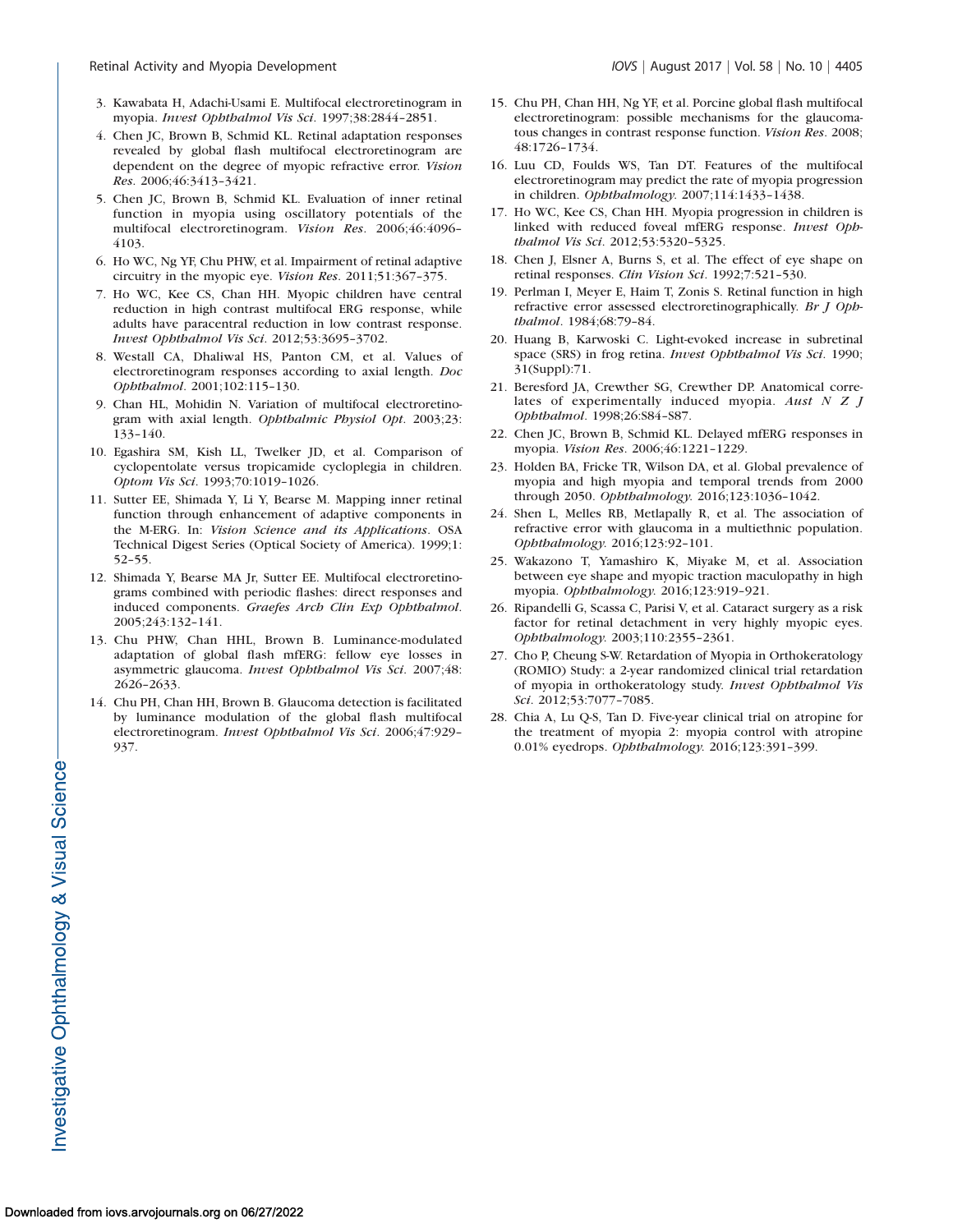3. Kawabata H, Adachi-Usami E. Multifocal electroretinogram in myopia. *Invest Ophthalmol Vis Sci*. 1997;38:2844–2851.
4. Chen JC, Brown B, Schmid KL. Retinal adaptation responses revealed by global flash multifocal electroretinogram are dependent on the degree of myopic refractive error. *Vision Res*. 2006;46:3413–3421.
5. Chen JC, Brown B, Schmid KL. Evaluation of inner retinal function in myopia using oscillatory potentials of the multifocal electroretinogram. *Vision Res*. 2006;46:4096–4103.
6. Ho WC, Ng YF, Chu PHW, et al. Impairment of retinal adaptive circuitry in the myopic eye. *Vision Res*. 2011;51:367–375.
7. Ho WC, Kee CS, Chan HH. Myopic children have central reduction in high contrast multifocal ERG response, while adults have paracentral reduction in low contrast response. *Invest Ophthalmol Vis Sci*. 2012;53:3695–3702.
8. Westall CA, Dhaliwal HS, Panton CM, et al. Values of electroretinogram responses according to axial length. *Doc Ophthalmol*. 2001;102:115–130.
9. Chan HL, Mohidin N. Variation of multifocal electroretinogram with axial length. *Ophthalmic Physiol Opt*. 2003;23:133–140.
10. Egashira SM, Kish LL, Twelker JD, et al. Comparison of cyclopentolate versus tropicamide cycloplegia in children. *Optom Vis Sci*. 1993;70:1019–1026.
11. Sutter EE, Shimada Y, Li Y, Bearse M. Mapping inner retinal function through enhancement of adaptive components in the M-ERG. In: *Vision Science and its Applications*. OSA Technical Digest Series (Optical Society of America). 1999;1:52–55.
12. Shimada Y, Bearse MA Jr, Sutter EE. Multifocal electroretinograms combined with periodic flashes: direct responses and induced components. *Graefes Arch Clin Exp Ophthalmol*. 2005;243:132–141.
13. Chu PHW, Chan HHL, Brown B. Luminance-modulated adaptation of global flash mfERG: fellow eye losses in asymmetric glaucoma. *Invest Ophthalmol Vis Sci*. 2007;48:2626–2633.
14. Chu PH, Chan HH, Brown B. Glaucoma detection is facilitated by luminance modulation of the global flash multifocal electroretinogram. *Invest Ophthalmol Vis Sci*. 2006;47:929–937.
15. Chu PH, Chan HH, Ng YF, et al. Porcine global flash multifocal electroretinogram: possible mechanisms for the glaucomatous changes in contrast response function. *Vision Res*. 2008;48:1726–1734.
16. Luu CD, Foulds WS, Tan DT. Features of the multifocal electroretinogram may predict the rate of myopia progression in children. *Ophthalmology*. 2007;114:1433–1438.
17. Ho WC, Kee CS, Chan HH. Myopia progression in children is linked with reduced foveal mfERG response. *Invest Ophthalmol Vis Sci*. 2012;53:5320–5325.
18. Chen J, Elsner A, Burns S, et al. The effect of eye shape on retinal responses. *Clin Vision Sci*. 1992;7:521–530.
19. Perlman I, Meyer E, Haim T, Zonis S. Retinal function in high refractive error assessed electroretinographically. *Br J Ophthalmol*. 1984;68:79–84.
20. Huang B, Karwoski C. Light-evoked increase in subretinal space (SRS) in frog retina. *Invest Ophthalmol Vis Sci*. 1990;31(Suppl):71.
21. Beresford JA, Crewther SG, Crewther DP. Anatomical correlates of experimentally induced myopia. *Aust N Z J Ophthalmol*. 1998;26:S84–S87.
22. Chen JC, Brown B, Schmid KL. Delayed mfERG responses in myopia. *Vision Res*. 2006;46:1221–1229.
23. Holden BA, Fricke TR, Wilson DA, et al. Global prevalence of myopia and high myopia and temporal trends from 2000 through 2050. *Ophthalmology*. 2016;123:1036–1042.
24. Shen L, Melles RB, Metlapally R, et al. The association of refractive error with glaucoma in a multiethnic population. *Ophthalmology*. 2016;123:92–101.
25. Wakazono T, Yamashiro K, Miyake M, et al. Association between eye shape and myopic traction maculopathy in high myopia. *Ophthalmology*. 2016;123:919–921.
26. Ripandelli G, Scassa C, Parisi V, et al. Cataract surgery as a risk factor for retinal detachment in very highly myopic eyes. *Ophthalmology*. 2003;110:2355–2361.
27. Cho P, Cheung S-W. Retardation of Myopia in Orthokeratology (ROMIO) Study: a 2-year randomized clinical trial retardation of myopia in orthokeratology study. *Invest Ophthalmol Vis Sci*. 2012;53:7077–7085.
28. Chia A, Lu Q-S, Tan D. Five-year clinical trial on atropine for the treatment of myopia 2: myopia control with atropine 0.01% eyedrops. *Ophthalmology*. 2016;123:391–399.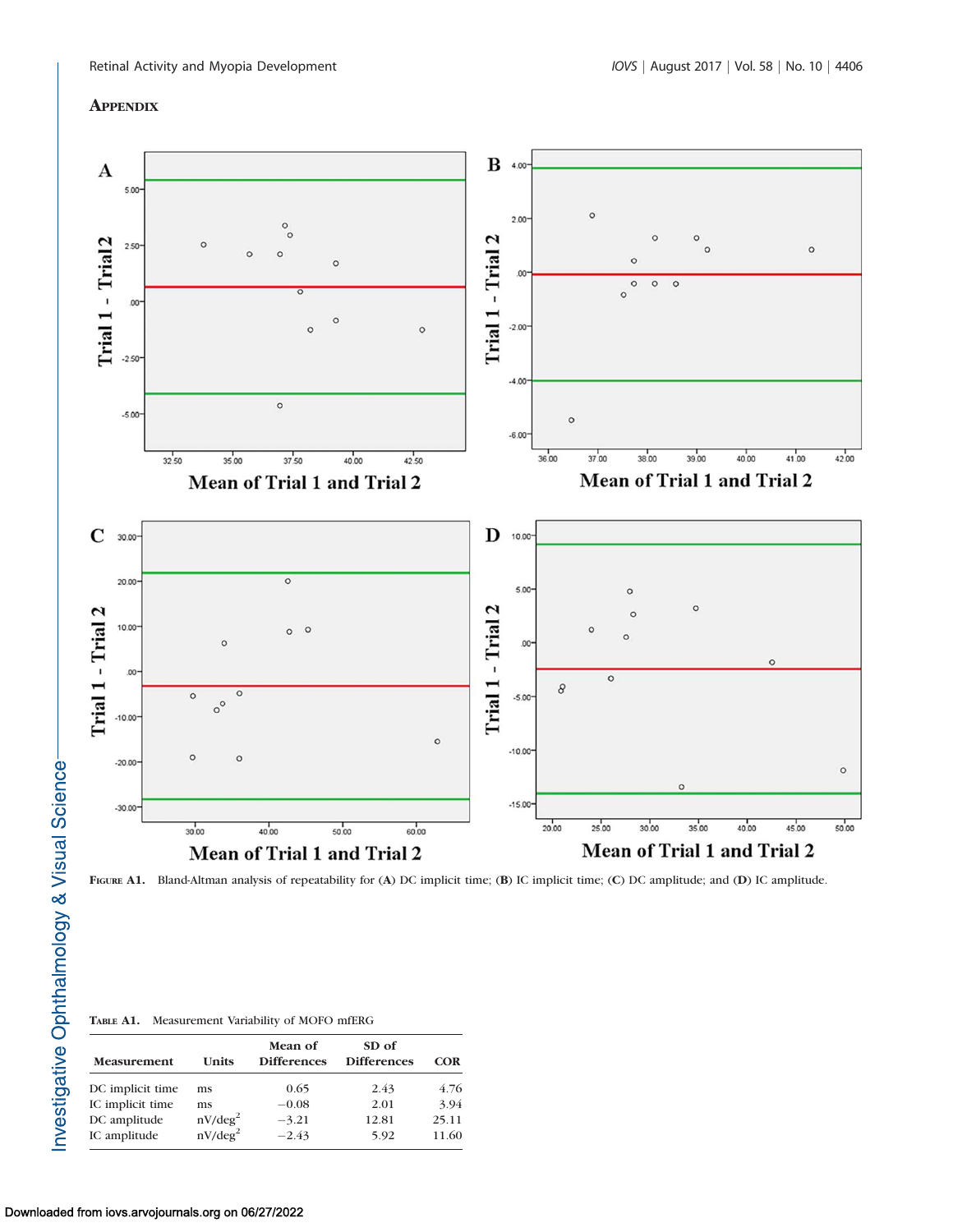## Appendix

A

Trial 1 - Trial2

5.00
2.50
.00
-2.50
-5.00

32.50 35.00 37.50 40.00 42.50

Mean of Trial 1 and Trial 2

B

Trial 1 - Trial 2

4.00
2.00
.00
-2.00
-4.00
-6.00

36.00 37.00 38.00 39.00 40.00 41.00 42.00

Mean of Trial 1 and Trial 2

C

Trial 1 - Trial 2

30.00
20.00
10.00
.00
-10.00
-20.00
-30.00

30.00 40.00 50.00 60.00

Mean of Trial 1 and Trial 2

D

Trial 1 - Trial 2

10.00
5.00
.00
-5.00
-10.00
-15.00

20.00 25.00 30.00 35.00 40.00 45.00 50.00

Mean of Trial 1 and Trial 2

Figure A1. Bland-Altman analysis of repeatability for (A) DC implicit time; (B) IC implicit time; (C) DC amplitude; and (D) IC amplitude.

Table A1. Measurement Variability of MOFO mfERG

| Measurement | Units | Mean of Differences | SD of Differences | COR |
|---|---|---|---|---|
| DC implicit time | ms | 0.65 | 2.43 | 4.76 |
| IC implicit time | ms | −0.08 | 2.01 | 3.94 |
| DC amplitude | $nV/deg^2$ | −3.21 | 12.81 | 25.11 |
| IC amplitude | $nV/deg^2$ | −2.43 | 5.92 | 11.60 |